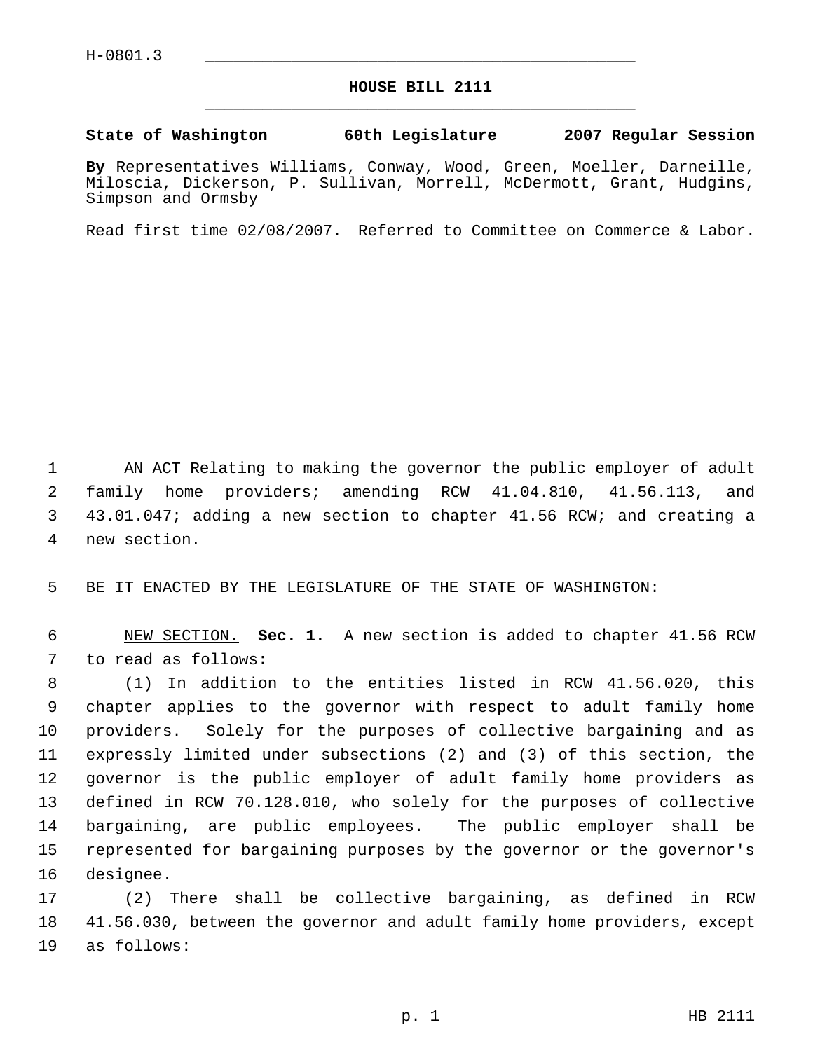H-0801.3

## HOUSE BILL 2111

**State of Washington 60th Legislature 2007 Regular Session**

**By** Representatives Williams, Conway, Wood, Green, Moeller, Darneille, Miloscia, Dickerson, P. Sullivan, Morrell, McDermott, Grant, Hudgins, Simpson and Ormsby

Read first time 02/08/2007. Referred to Committee on Commerce & Labor.

AN ACT Relating to making the governor the public employer of adult family home providers; amending RCW 41.04.810, 41.56.113, and 43.01.047; adding a new section to chapter 41.56 RCW; and creating a new section.

BE IT ENACTED BY THE LEGISLATURE OF THE STATE OF WASHINGTON:

NEW SECTION. **Sec. 1.** A new section is added to chapter 41.56 RCW to read as follows:

(1) In addition to the entities listed in RCW 41.56.020, this chapter applies to the governor with respect to adult family home providers. Solely for the purposes of collective bargaining and as expressly limited under subsections (2) and (3) of this section, the governor is the public employer of adult family home providers as defined in RCW 70.128.010, who solely for the purposes of collective bargaining, are public employees. The public employer shall be represented for bargaining purposes by the governor or the governor's designee.

(2) There shall be collective bargaining, as defined in RCW 41.56.030, between the governor and adult family home providers, except as follows: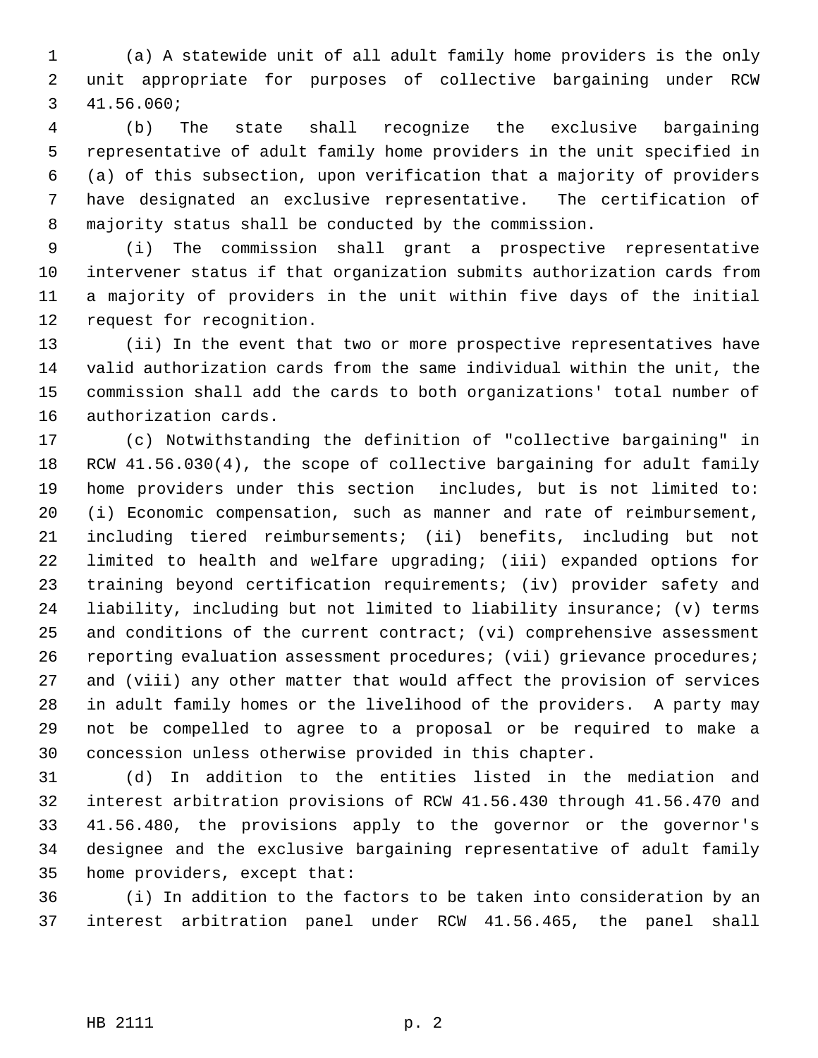(a) A statewide unit of all adult family home providers is the only unit appropriate for purposes of collective bargaining under RCW 41.56.060;

(b) The state shall recognize the exclusive bargaining representative of adult family home providers in the unit specified in (a) of this subsection, upon verification that a majority of providers have designated an exclusive representative. The certification of majority status shall be conducted by the commission.

(i) The commission shall grant a prospective representative intervener status if that organization submits authorization cards from a majority of providers in the unit within five days of the initial request for recognition.

(ii) In the event that two or more prospective representatives have valid authorization cards from the same individual within the unit, the commission shall add the cards to both organizations' total number of authorization cards.

(c) Notwithstanding the definition of "collective bargaining" in RCW 41.56.030(4), the scope of collective bargaining for adult family home providers under this section includes, but is not limited to: (i) Economic compensation, such as manner and rate of reimbursement, including tiered reimbursements; (ii) benefits, including but not limited to health and welfare upgrading; (iii) expanded options for training beyond certification requirements; (iv) provider safety and liability, including but not limited to liability insurance; (v) terms and conditions of the current contract; (vi) comprehensive assessment reporting evaluation assessment procedures; (vii) grievance procedures; and (viii) any other matter that would affect the provision of services in adult family homes or the livelihood of the providers. A party may not be compelled to agree to a proposal or be required to make a concession unless otherwise provided in this chapter.

(d) In addition to the entities listed in the mediation and interest arbitration provisions of RCW 41.56.430 through 41.56.470 and 41.56.480, the provisions apply to the governor or the governor's designee and the exclusive bargaining representative of adult family home providers, except that:

(i) In addition to the factors to be taken into consideration by an interest arbitration panel under RCW 41.56.465, the panel shall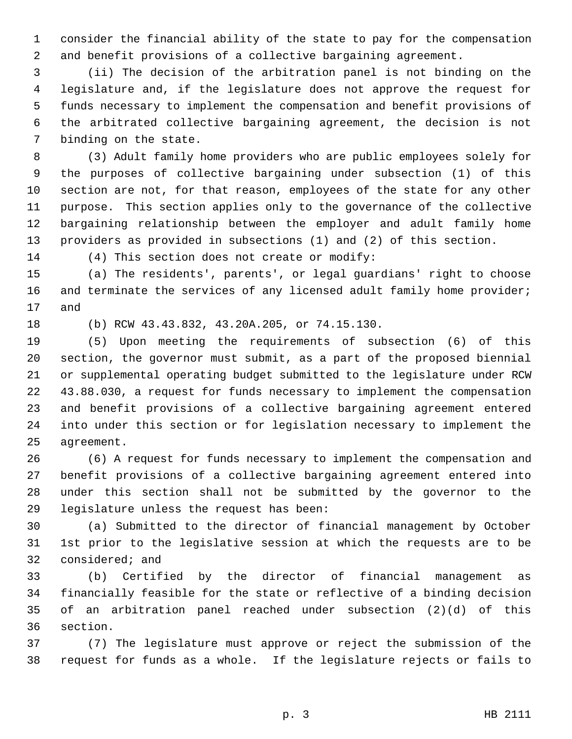consider the financial ability of the state to pay for the compensation and benefit provisions of a collective bargaining agreement.

(ii) The decision of the arbitration panel is not binding on the legislature and, if the legislature does not approve the request for funds necessary to implement the compensation and benefit provisions of the arbitrated collective bargaining agreement, the decision is not binding on the state.

(3) Adult family home providers who are public employees solely for the purposes of collective bargaining under subsection (1) of this section are not, for that reason, employees of the state for any other purpose. This section applies only to the governance of the collective bargaining relationship between the employer and adult family home providers as provided in subsections (1) and (2) of this section.

(4) This section does not create or modify:

(a) The residents', parents', or legal guardians' right to choose and terminate the services of any licensed adult family home provider; and

(b) RCW 43.43.832, 43.20A.205, or 74.15.130.

(5) Upon meeting the requirements of subsection (6) of this section, the governor must submit, as a part of the proposed biennial or supplemental operating budget submitted to the legislature under RCW 43.88.030, a request for funds necessary to implement the compensation and benefit provisions of a collective bargaining agreement entered into under this section or for legislation necessary to implement the agreement.

(6) A request for funds necessary to implement the compensation and benefit provisions of a collective bargaining agreement entered into under this section shall not be submitted by the governor to the legislature unless the request has been:

(a) Submitted to the director of financial management by October 1st prior to the legislative session at which the requests are to be considered; and

(b) Certified by the director of financial management as financially feasible for the state or reflective of a binding decision of an arbitration panel reached under subsection (2)(d) of this section.

(7) The legislature must approve or reject the submission of the request for funds as a whole. If the legislature rejects or fails to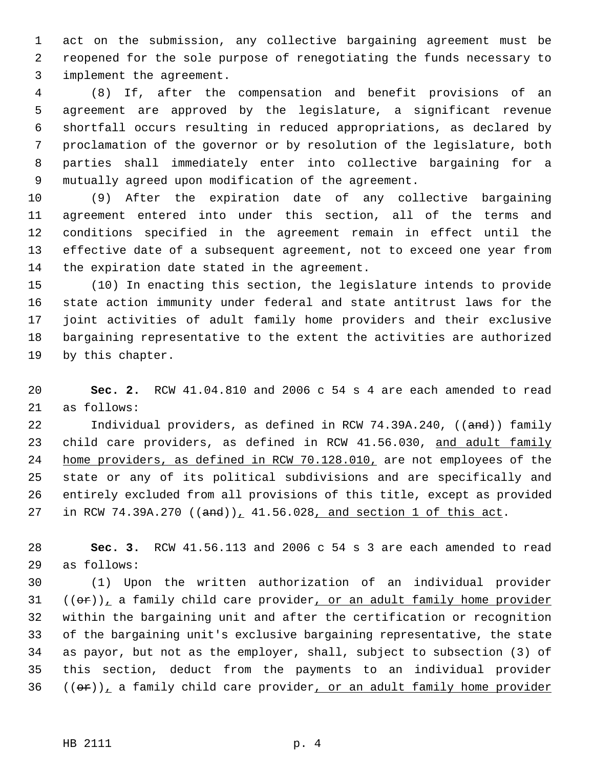act on the submission, any collective bargaining agreement must be reopened for the sole purpose of renegotiating the funds necessary to implement the agreement.

(8) If, after the compensation and benefit provisions of an agreement are approved by the legislature, a significant revenue shortfall occurs resulting in reduced appropriations, as declared by proclamation of the governor or by resolution of the legislature, both parties shall immediately enter into collective bargaining for a mutually agreed upon modification of the agreement.

(9) After the expiration date of any collective bargaining agreement entered into under this section, all of the terms and conditions specified in the agreement remain in effect until the effective date of a subsequent agreement, not to exceed one year from the expiration date stated in the agreement.

(10) In enacting this section, the legislature intends to provide state action immunity under federal and state antitrust laws for the joint activities of adult family home providers and their exclusive bargaining representative to the extent the activities are authorized by this chapter.

**Sec. 2.** RCW 41.04.810 and 2006 c 54 s 4 are each amended to read as follows:

Individual providers, as defined in RCW 74.39A.240, ((~~and~~)) family child care providers, as defined in RCW 41.56.030, <u>and adult family home providers, as defined in RCW 70.128.010,</u> are not employees of the state or any of its political subdivisions and are specifically and entirely excluded from all provisions of this title, except as provided in RCW 74.39A.270 ((~~and~~))<u>,</u> 41.56.028<u>, and section 1 of this act</u>.

**Sec. 3.** RCW 41.56.113 and 2006 c 54 s 3 are each amended to read as follows:

(1) Upon the written authorization of an individual provider ((~~or~~))<u>,</u> a family child care provider<u>, or an adult family home provider</u> within the bargaining unit and after the certification or recognition of the bargaining unit's exclusive bargaining representative, the state as payor, but not as the employer, shall, subject to subsection (3) of this section, deduct from the payments to an individual provider ((~~or~~))<u>,</u> a family child care provider<u>, or an adult family home provider</u>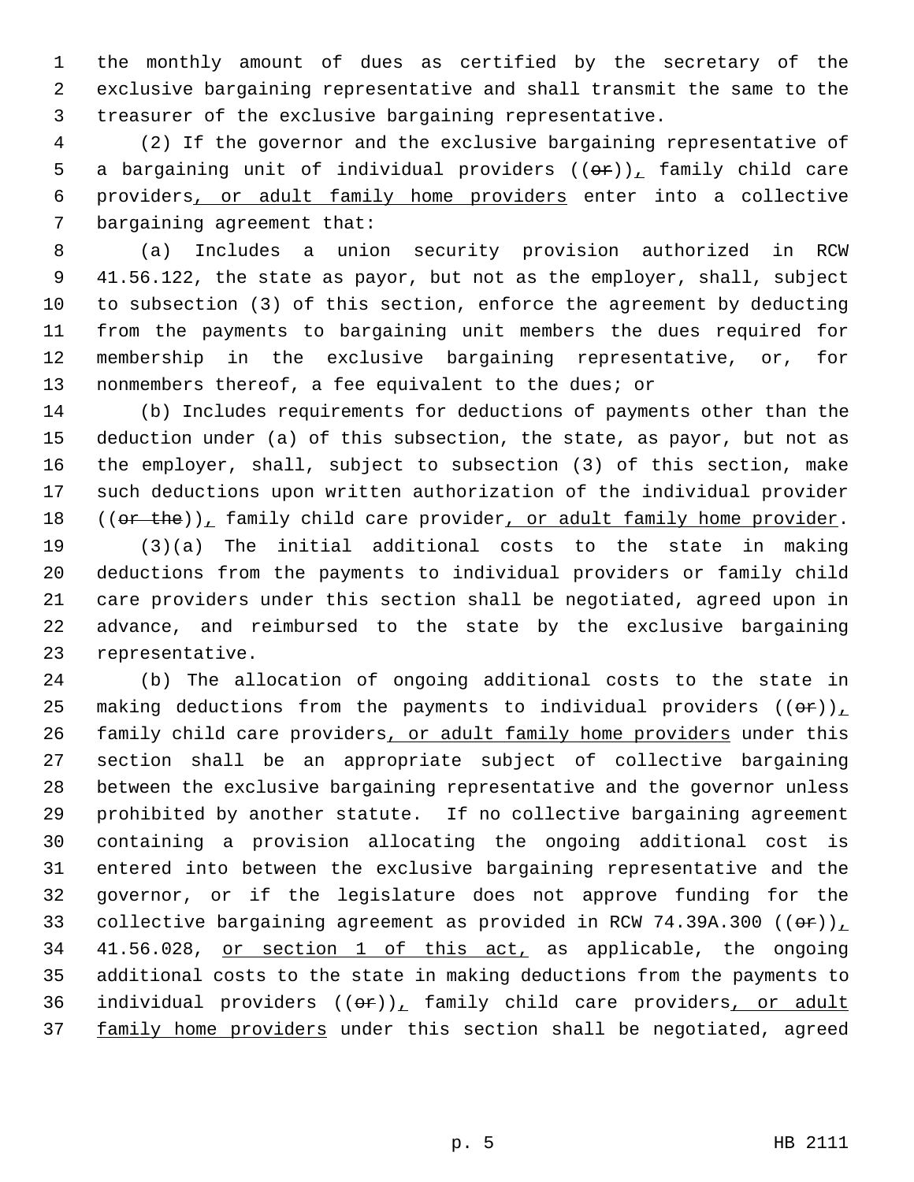the monthly amount of dues as certified by the secretary of the exclusive bargaining representative and shall transmit the same to the treasurer of the exclusive bargaining representative.

(2) If the governor and the exclusive bargaining representative of a bargaining unit of individual providers ((~~or~~))<u>,</u> family child care providers<u>, or adult family home providers</u> enter into a collective bargaining agreement that:

(a) Includes a union security provision authorized in RCW 41.56.122, the state as payor, but not as the employer, shall, subject to subsection (3) of this section, enforce the agreement by deducting from the payments to bargaining unit members the dues required for membership in the exclusive bargaining representative, or, for nonmembers thereof, a fee equivalent to the dues; or

(b) Includes requirements for deductions of payments other than the deduction under (a) of this subsection, the state, as payor, but not as the employer, shall, subject to subsection (3) of this section, make such deductions upon written authorization of the individual provider ((~~or the~~))<u>,</u> family child care provider<u>, or adult family home provider</u>.

(3)(a) The initial additional costs to the state in making deductions from the payments to individual providers or family child care providers under this section shall be negotiated, agreed upon in advance, and reimbursed to the state by the exclusive bargaining representative.

(b) The allocation of ongoing additional costs to the state in making deductions from the payments to individual providers ((~~or~~))<u>,</u> family child care providers<u>, or adult family home providers</u> under this section shall be an appropriate subject of collective bargaining between the exclusive bargaining representative and the governor unless prohibited by another statute. If no collective bargaining agreement containing a provision allocating the ongoing additional cost is entered into between the exclusive bargaining representative and the governor, or if the legislature does not approve funding for the collective bargaining agreement as provided in RCW 74.39A.300 ((~~or~~))<u>,</u> 41.56.028, <u>or section 1 of this act,</u> as applicable, the ongoing additional costs to the state in making deductions from the payments to individual providers ((~~or~~))<u>,</u> family child care providers<u>, or adult family home providers</u> under this section shall be negotiated, agreed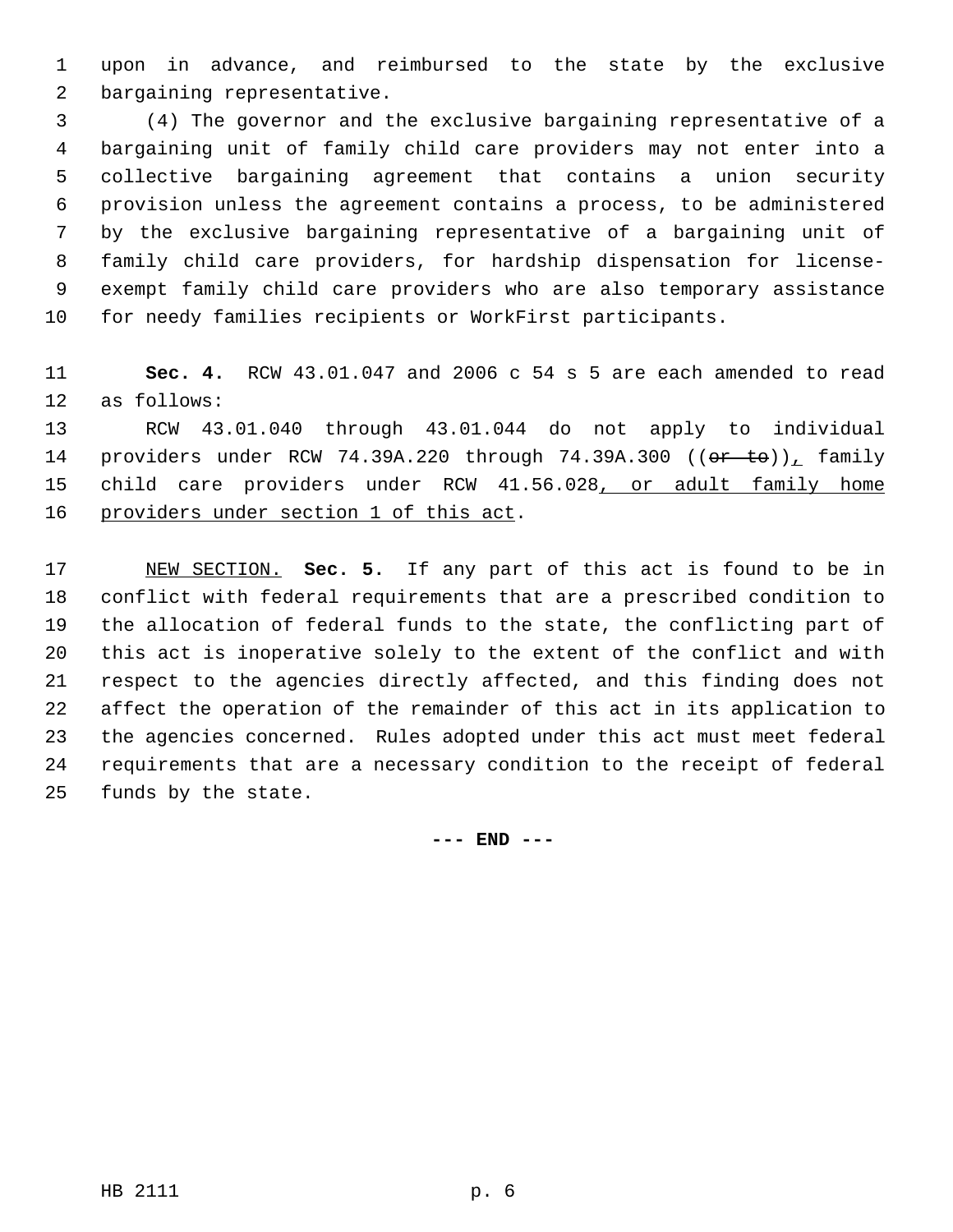upon in advance, and reimbursed to the state by the exclusive bargaining representative.

(4) The governor and the exclusive bargaining representative of a bargaining unit of family child care providers may not enter into a collective bargaining agreement that contains a union security provision unless the agreement contains a process, to be administered by the exclusive bargaining representative of a bargaining unit of family child care providers, for hardship dispensation for license-exempt family child care providers who are also temporary assistance for needy families recipients or WorkFirst participants.

**Sec. 4.** RCW 43.01.047 and 2006 c 54 s 5 are each amended to read as follows:

RCW 43.01.040 through 43.01.044 do not apply to individual providers under RCW 74.39A.220 through 74.39A.300 ((~~or to~~)), family child care providers under RCW 41.56.028, or adult family home providers under section 1 of this act.

NEW SECTION. **Sec. 5.** If any part of this act is found to be in conflict with federal requirements that are a prescribed condition to the allocation of federal funds to the state, the conflicting part of this act is inoperative solely to the extent of the conflict and with respect to the agencies directly affected, and this finding does not affect the operation of the remainder of this act in its application to the agencies concerned. Rules adopted under this act must meet federal requirements that are a necessary condition to the receipt of federal funds by the state.

**--- END ---**